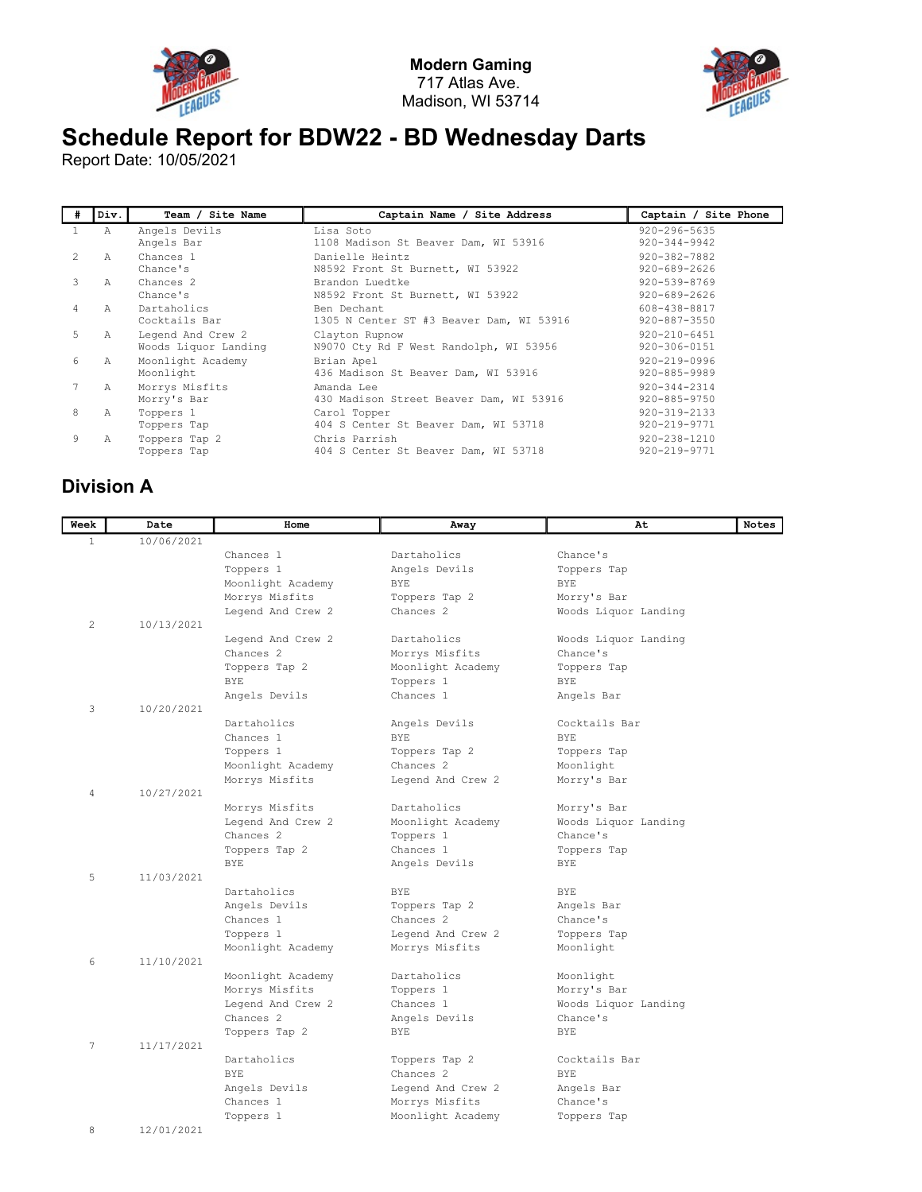**Modern Gaming**
717 Atlas Ave.
Madison, WI 53714

# Schedule Report for BDW22 - BD Wednesday Darts

Report Date: 10/05/2021

| # | Div. | Team / Site Name | Captain Name / Site Address | Captain / Site Phone |
|---|---|---|---|---|
| 1 | A | Angels Devils<br>Angels Bar | Lisa Soto<br>1108 Madison St Beaver Dam, WI 53916 | 920-296-5635<br>920-344-9942 |
| 2 | A | Chances 1<br>Chance's | Danielle Heintz<br>N8592 Front St Burnett, WI 53922 | 920-382-7882<br>920-689-2626 |
| 3 | A | Chances 2<br>Chance's | Brandon Luedtke<br>N8592 Front St Burnett, WI 53922 | 920-539-8769<br>920-689-2626 |
| 4 | A | Dartaholics<br>Cocktails Bar | Ben Dechant<br>1305 N Center ST #3 Beaver Dam, WI 53916 | 608-438-8817<br>920-887-3550 |
| 5 | A | Legend And Crew 2<br>Woods Liquor Landing | Clayton Rupnow<br>N9070 Cty Rd F West Randolph, WI 53956 | 920-210-6451<br>920-306-0151 |
| 6 | A | Moonlight Academy<br>Moonlight | Brian Apel<br>436 Madison St Beaver Dam, WI 53916 | 920-219-0996<br>920-885-9989 |
| 7 | A | Morrys Misfits<br>Morry's Bar | Amanda Lee<br>430 Madison Street Beaver Dam, WI 53916 | 920-344-2314<br>920-885-9750 |
| 8 | A | Toppers 1<br>Toppers Tap | Carol Topper<br>404 S Center St Beaver Dam, WI 53718 | 920-319-2133<br>920-219-9771 |
| 9 | A | Toppers Tap 2<br>Toppers Tap | Chris Parrish<br>404 S Center St Beaver Dam, WI 53718 | 920-238-1210<br>920-219-9771 |

## Division A

| Week | Date | Home | Away | At | Notes |
|---|---|---|---|---|---|
| 1 | 10/06/2021 | | | | |
| | | Chances 1 | Dartaholics | Chance's | |
| | | Toppers 1 | Angels Devils | Toppers Tap | |
| | | Moonlight Academy | BYE | BYE | |
| | | Morrys Misfits | Toppers Tap 2 | Morry's Bar | |
| | | Legend And Crew 2 | Chances 2 | Woods Liquor Landing | |
| 2 | 10/13/2021 | | | | |
| | | Legend And Crew 2 | Dartaholics | Woods Liquor Landing | |
| | | Chances 2 | Morrys Misfits | Chance's | |
| | | Toppers Tap 2 | Moonlight Academy | Toppers Tap | |
| | | BYE | Toppers 1 | BYE | |
| | | Angels Devils | Chances 1 | Angels Bar | |
| 3 | 10/20/2021 | | | | |
| | | Dartaholics | Angels Devils | Cocktails Bar | |
| | | Chances 1 | BYE | BYE | |
| | | Toppers 1 | Toppers Tap 2 | Toppers Tap | |
| | | Moonlight Academy | Chances 2 | Moonlight | |
| | | Morrys Misfits | Legend And Crew 2 | Morry's Bar | |
| 4 | 10/27/2021 | | | | |
| | | Morrys Misfits | Dartaholics | Morry's Bar | |
| | | Legend And Crew 2 | Moonlight Academy | Woods Liquor Landing | |
| | | Chances 2 | Toppers 1 | Chance's | |
| | | Toppers Tap 2 | Chances 1 | Toppers Tap | |
| | | BYE | Angels Devils | BYE | |
| 5 | 11/03/2021 | | | | |
| | | Dartaholics | BYE | BYE | |
| | | Angels Devils | Toppers Tap 2 | Angels Bar | |
| | | Chances 1 | Chances 2 | Chance's | |
| | | Toppers 1 | Legend And Crew 2 | Toppers Tap | |
| | | Moonlight Academy | Morrys Misfits | Moonlight | |
| 6 | 11/10/2021 | | | | |
| | | Moonlight Academy | Dartaholics | Moonlight | |
| | | Morrys Misfits | Toppers 1 | Morry's Bar | |
| | | Legend And Crew 2 | Chances 1 | Woods Liquor Landing | |
| | | Chances 2 | Angels Devils | Chance's | |
| | | Toppers Tap 2 | BYE | BYE | |
| 7 | 11/17/2021 | | | | |
| | | Dartaholics | Toppers Tap 2 | Cocktails Bar | |
| | | BYE | Chances 2 | BYE | |
| | | Angels Devils | Legend And Crew 2 | Angels Bar | |
| | | Chances 1 | Morrys Misfits | Chance's | |
| | | Toppers 1 | Moonlight Academy | Toppers Tap | |
| 8 | 12/01/2021 | | | | |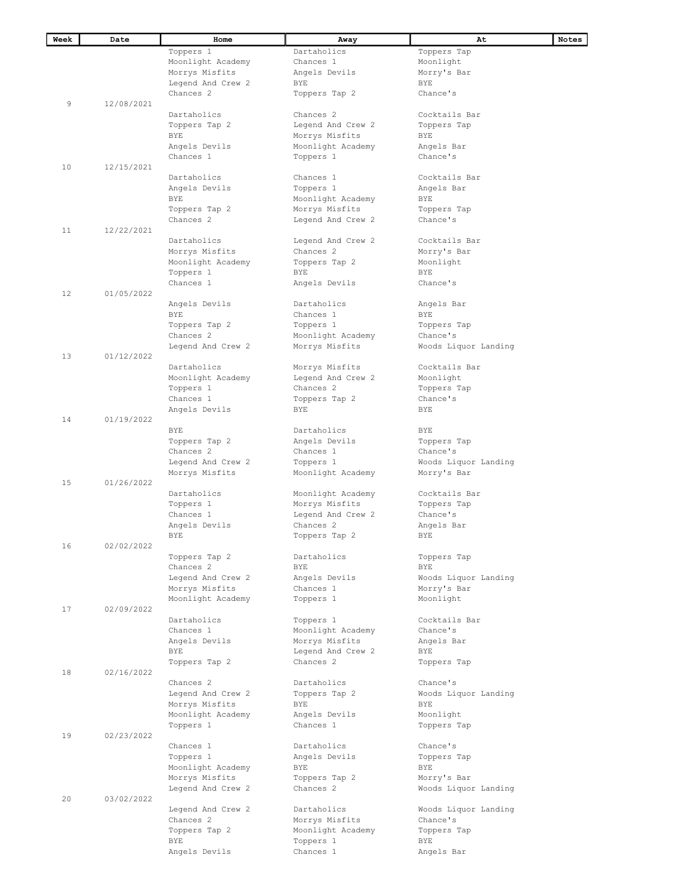| Week | Date | Home | Away | At | Notes |
|---|---|---|---|---|---|
| | | Toppers 1 | Dartaholics | Toppers Tap | |
| | | Moonlight Academy | Chances 1 | Moonlight | |
| | | Morrys Misfits | Angels Devils | Morry's Bar | |
| | | Legend And Crew 2 | BYE | BYE | |
| | | Chances 2 | Toppers Tap 2 | Chance's | |
| 9 | 12/08/2021 | | | | |
| | | Dartaholics | Chances 2 | Cocktails Bar | |
| | | Toppers Tap 2 | Legend And Crew 2 | Toppers Tap | |
| | | BYE | Morrys Misfits | BYE | |
| | | Angels Devils | Moonlight Academy | Angels Bar | |
| | | Chances 1 | Toppers 1 | Chance's | |
| 10 | 12/15/2021 | | | | |
| | | Dartaholics | Chances 1 | Cocktails Bar | |
| | | Angels Devils | Toppers 1 | Angels Bar | |
| | | BYE | Moonlight Academy | BYE | |
| | | Toppers Tap 2 | Morrys Misfits | Toppers Tap | |
| | | Chances 2 | Legend And Crew 2 | Chance's | |
| 11 | 12/22/2021 | | | | |
| | | Dartaholics | Legend And Crew 2 | Cocktails Bar | |
| | | Morrys Misfits | Chances 2 | Morry's Bar | |
| | | Moonlight Academy | Toppers Tap 2 | Moonlight | |
| | | Toppers 1 | BYE | BYE | |
| | | Chances 1 | Angels Devils | Chance's | |
| 12 | 01/05/2022 | | | | |
| | | Angels Devils | Dartaholics | Angels Bar | |
| | | BYE | Chances 1 | BYE | |
| | | Toppers Tap 2 | Toppers 1 | Toppers Tap | |
| | | Chances 2 | Moonlight Academy | Chance's | |
| | | Legend And Crew 2 | Morrys Misfits | Woods Liquor Landing | |
| 13 | 01/12/2022 | | | | |
| | | Dartaholics | Morrys Misfits | Cocktails Bar | |
| | | Moonlight Academy | Legend And Crew 2 | Moonlight | |
| | | Toppers 1 | Chances 2 | Toppers Tap | |
| | | Chances 1 | Toppers Tap 2 | Chance's | |
| | | Angels Devils | BYE | BYE | |
| 14 | 01/19/2022 | | | | |
| | | BYE | Dartaholics | BYE | |
| | | Toppers Tap 2 | Angels Devils | Toppers Tap | |
| | | Chances 2 | Chances 1 | Chance's | |
| | | Legend And Crew 2 | Toppers 1 | Woods Liquor Landing | |
| | | Morrys Misfits | Moonlight Academy | Morry's Bar | |
| 15 | 01/26/2022 | | | | |
| | | Dartaholics | Moonlight Academy | Cocktails Bar | |
| | | Toppers 1 | Morrys Misfits | Toppers Tap | |
| | | Chances 1 | Legend And Crew 2 | Chance's | |
| | | Angels Devils | Chances 2 | Angels Bar | |
| | | BYE | Toppers Tap 2 | BYE | |
| 16 | 02/02/2022 | | | | |
| | | Toppers Tap 2 | Dartaholics | Toppers Tap | |
| | | Chances 2 | BYE | BYE | |
| | | Legend And Crew 2 | Angels Devils | Woods Liquor Landing | |
| | | Morrys Misfits | Chances 1 | Morry's Bar | |
| | | Moonlight Academy | Toppers 1 | Moonlight | |
| 17 | 02/09/2022 | | | | |
| | | Dartaholics | Toppers 1 | Cocktails Bar | |
| | | Chances 1 | Moonlight Academy | Chance's | |
| | | Angels Devils | Morrys Misfits | Angels Bar | |
| | | BYE | Legend And Crew 2 | BYE | |
| | | Toppers Tap 2 | Chances 2 | Toppers Tap | |
| 18 | 02/16/2022 | | | | |
| | | Chances 2 | Dartaholics | Chance's | |
| | | Legend And Crew 2 | Toppers Tap 2 | Woods Liquor Landing | |
| | | Morrys Misfits | BYE | BYE | |
| | | Moonlight Academy | Angels Devils | Moonlight | |
| | | Toppers 1 | Chances 1 | Toppers Tap | |
| 19 | 02/23/2022 | | | | |
| | | Chances 1 | Dartaholics | Chance's | |
| | | Toppers 1 | Angels Devils | Toppers Tap | |
| | | Moonlight Academy | BYE | BYE | |
| | | Morrys Misfits | Toppers Tap 2 | Morry's Bar | |
| | | Legend And Crew 2 | Chances 2 | Woods Liquor Landing | |
| 20 | 03/02/2022 | | | | |
| | | Legend And Crew 2 | Dartaholics | Woods Liquor Landing | |
| | | Chances 2 | Morrys Misfits | Chance's | |
| | | Toppers Tap 2 | Moonlight Academy | Toppers Tap | |
| | | BYE | Toppers 1 | BYE | |
| | | Angels Devils | Chances 1 | Angels Bar | |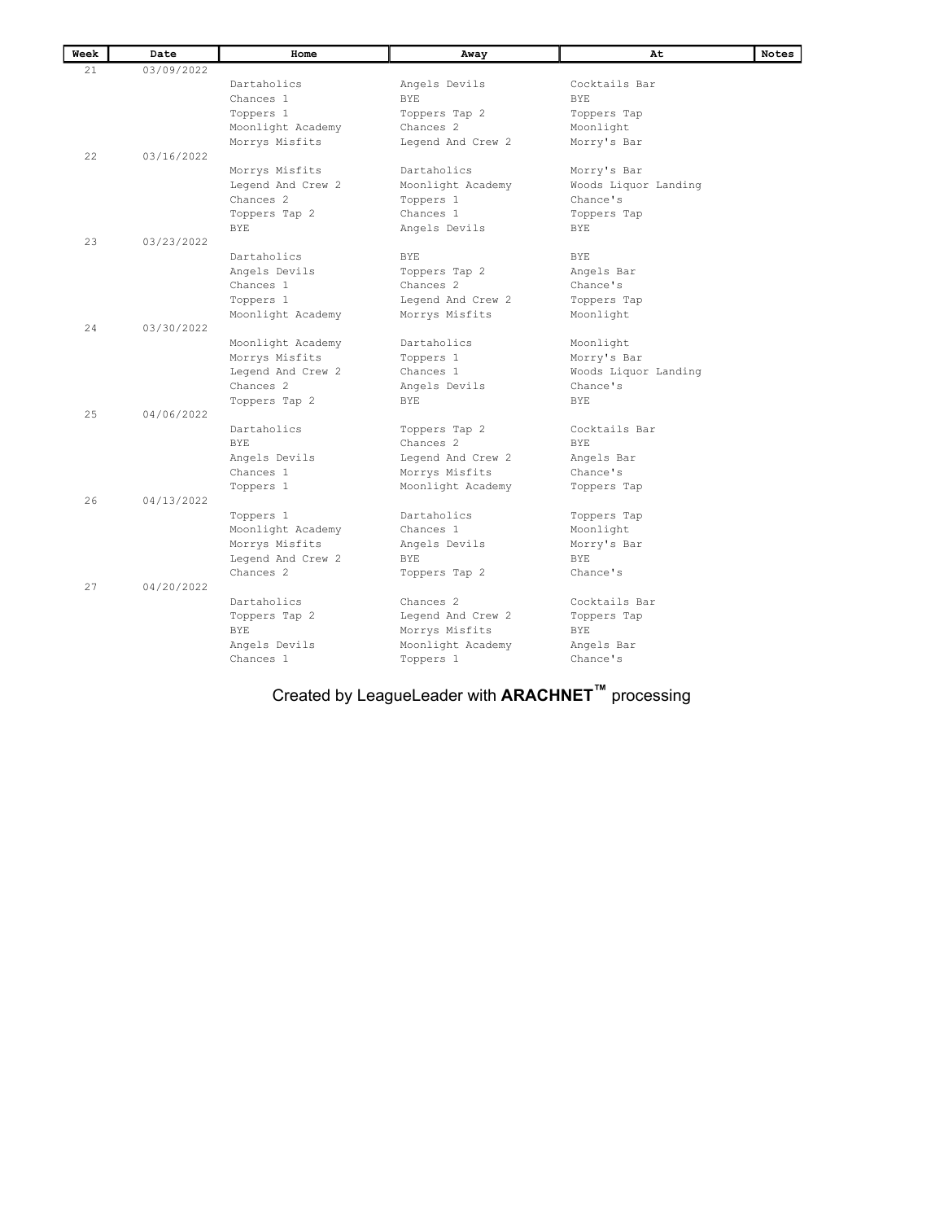| Week | Date | Home | Away | At | Notes |
|---|---|---|---|---|---|
| 21 | 03/09/2022 | | | | |
| | | Dartaholics | Angels Devils | Cocktails Bar | |
| | | Chances 1 | BYE | BYE | |
| | | Toppers 1 | Toppers Tap 2 | Toppers Tap | |
| | | Moonlight Academy | Chances 2 | Moonlight | |
| | | Morrys Misfits | Legend And Crew 2 | Morry's Bar | |
| 22 | 03/16/2022 | | | | |
| | | Morrys Misfits | Dartaholics | Morry's Bar | |
| | | Legend And Crew 2 | Moonlight Academy | Woods Liquor Landing | |
| | | Chances 2 | Toppers 1 | Chance's | |
| | | Toppers Tap 2 | Chances 1 | Toppers Tap | |
| | | BYE | Angels Devils | BYE | |
| 23 | 03/23/2022 | | | | |
| | | Dartaholics | BYE | BYE | |
| | | Angels Devils | Toppers Tap 2 | Angels Bar | |
| | | Chances 1 | Chances 2 | Chance's | |
| | | Toppers 1 | Legend And Crew 2 | Toppers Tap | |
| | | Moonlight Academy | Morrys Misfits | Moonlight | |
| 24 | 03/30/2022 | | | | |
| | | Moonlight Academy | Dartaholics | Moonlight | |
| | | Morrys Misfits | Toppers 1 | Morry's Bar | |
| | | Legend And Crew 2 | Chances 1 | Woods Liquor Landing | |
| | | Chances 2 | Angels Devils | Chance's | |
| | | Toppers Tap 2 | BYE | BYE | |
| 25 | 04/06/2022 | | | | |
| | | Dartaholics | Toppers Tap 2 | Cocktails Bar | |
| | | BYE | Chances 2 | BYE | |
| | | Angels Devils | Legend And Crew 2 | Angels Bar | |
| | | Chances 1 | Morrys Misfits | Chance's | |
| | | Toppers 1 | Moonlight Academy | Toppers Tap | |
| 26 | 04/13/2022 | | | | |
| | | Toppers 1 | Dartaholics | Toppers Tap | |
| | | Moonlight Academy | Chances 1 | Moonlight | |
| | | Morrys Misfits | Angels Devils | Morry's Bar | |
| | | Legend And Crew 2 | BYE | BYE | |
| | | Chances 2 | Toppers Tap 2 | Chance's | |
| 27 | 04/20/2022 | | | | |
| | | Dartaholics | Chances 2 | Cocktails Bar | |
| | | Toppers Tap 2 | Legend And Crew 2 | Toppers Tap | |
| | | BYE | Morrys Misfits | BYE | |
| | | Angels Devils | Moonlight Academy | Angels Bar | |
| | | Chances 1 | Toppers 1 | Chance's | |

Created by LeagueLeader with **ARACHNET™** processing